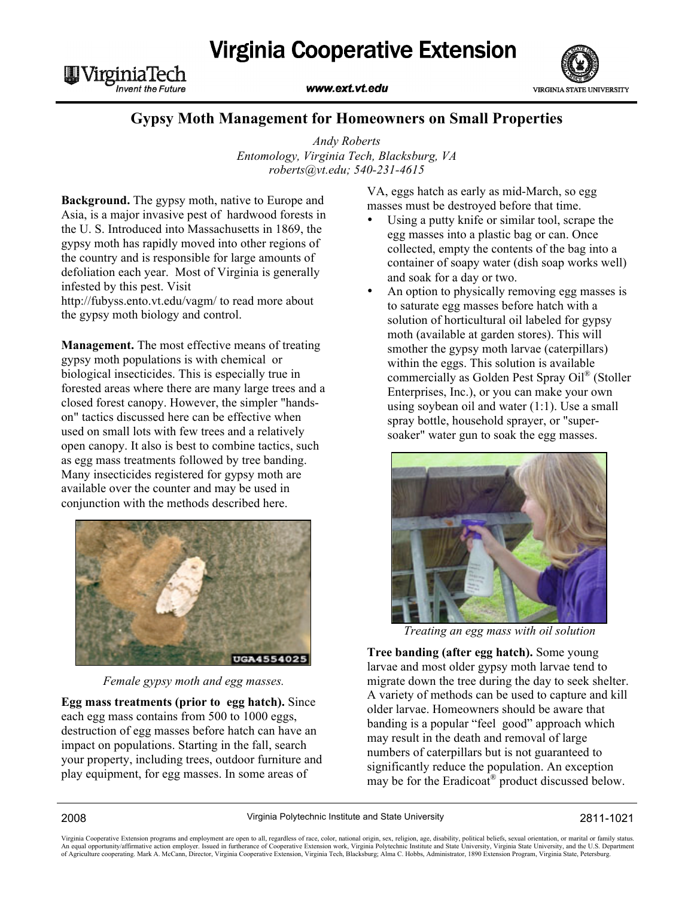# Virginia Cooperative Extension

www.ext.vt.edu

## Gypsy Moth Management for Homeowners on Small Properties

*Andy Roberts*
*Entomology, Virginia Tech, Blacksburg, VA*
*roberts@vt.edu; 540-231-4615*

**Background.** The gypsy moth, native to Europe and Asia, is a major invasive pest of hardwood forests in the U. S. Introduced into Massachusetts in 1869, the gypsy moth has rapidly moved into other regions of the country and is responsible for large amounts of defoliation each year. Most of Virginia is generally infested by this pest. Visit http://fubyss.ento.vt.edu/vagm/ to read more about the gypsy moth biology and control.

**Management.** The most effective means of treating gypsy moth populations is with chemical or biological insecticides. This is especially true in forested areas where there are many large trees and a closed forest canopy. However, the simpler "hands-on" tactics discussed here can be effective when used on small lots with few trees and a relatively open canopy. It also is best to combine tactics, such as egg mass treatments followed by tree banding. Many insecticides registered for gypsy moth are available over the counter and may be used in conjunction with the methods described here.

*Female gypsy moth and egg masses.*

**Egg mass treatments (prior to egg hatch).** Since each egg mass contains from 500 to 1000 eggs, destruction of egg masses before hatch can have an impact on populations. Starting in the fall, search your property, including trees, outdoor furniture and play equipment, for egg masses. In some areas of VA, eggs hatch as early as mid-March, so egg masses must be destroyed before that time.

- Using a putty knife or similar tool, scrape the egg masses into a plastic bag or can. Once collected, empty the contents of the bag into a container of soapy water (dish soap works well) and soak for a day or two.
- An option to physically removing egg masses is to saturate egg masses before hatch with a solution of horticultural oil labeled for gypsy moth (available at garden stores). This will smother the gypsy moth larvae (caterpillars) within the eggs. This solution is available commercially as Golden Pest Spray Oil® (Stoller Enterprises, Inc.), or you can make your own using soybean oil and water (1:1). Use a small spray bottle, household sprayer, or "super-soaker" water gun to soak the egg masses.

*Treating an egg mass with oil solution*

**Tree banding (after egg hatch).** Some young larvae and most older gypsy moth larvae tend to migrate down the tree during the day to seek shelter. A variety of methods can be used to capture and kill older larvae. Homeowners should be aware that banding is a popular "feel good" approach which may result in the death and removal of large numbers of caterpillars but is not guaranteed to significantly reduce the population. An exception may be for the Eradicoat® product discussed below.

2008 — Virginia Polytechnic Institute and State University — 2811-1021

Virginia Cooperative Extension programs and employment are open to all, regardless of race, color, national origin, sex, religion, age, disability, political beliefs, sexual orientation, or marital or family status. An equal opportunity/affirmative action employer. Issued in furtherance of Cooperative Extension work, Virginia Polytechnic Institute and State University, Virginia State University, and the U.S. Department of Agriculture cooperating. Mark A. McCann, Director, Virginia Cooperative Extension, Virginia Tech, Blacksburg; Alma C. Hobbs, Administrator, 1890 Extension Program, Virginia State, Petersburg.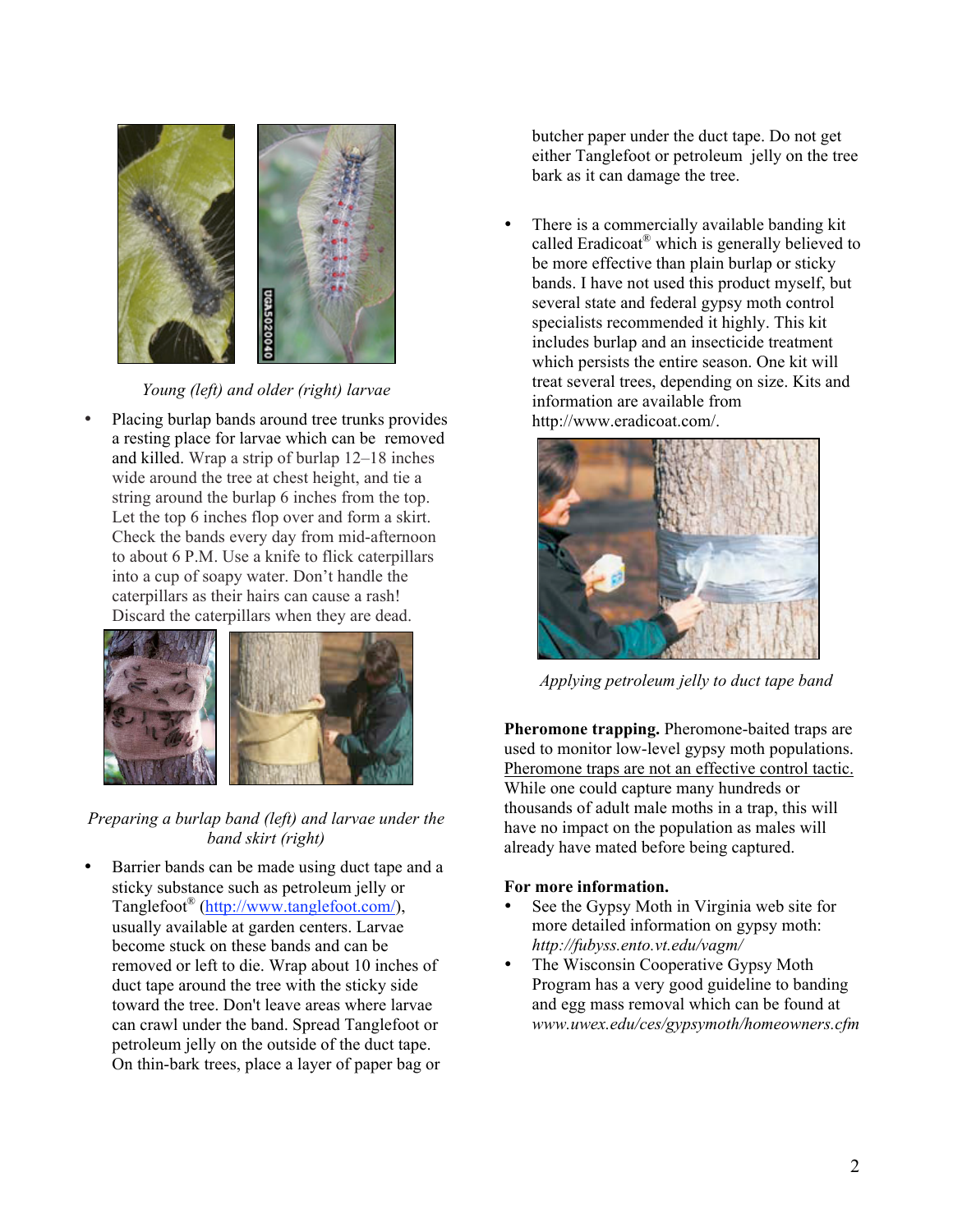*Young (left) and older (right) larvae*

- Placing burlap bands around tree trunks provides a resting place for larvae which can be removed and killed. Wrap a strip of burlap 12–18 inches wide around the tree at chest height, and tie a string around the burlap 6 inches from the top. Let the top 6 inches flop over and form a skirt. Check the bands every day from mid-afternoon to about 6 P.M. Use a knife to flick caterpillars into a cup of soapy water. Don't handle the caterpillars as their hairs can cause a rash! Discard the caterpillars when they are dead.

*Preparing a burlap band (left) and larvae under the band skirt (right)*

- Barrier bands can be made using duct tape and a sticky substance such as petroleum jelly or Tanglefoot® (http://www.tanglefoot.com/), usually available at garden centers. Larvae become stuck on these bands and can be removed or left to die. Wrap about 10 inches of duct tape around the tree with the sticky side toward the tree. Don't leave areas where larvae can crawl under the band. Spread Tanglefoot or petroleum jelly on the outside of the duct tape. On thin-bark trees, place a layer of paper bag or butcher paper under the duct tape. Do not get either Tanglefoot or petroleum jelly on the tree bark as it can damage the tree.

- There is a commercially available banding kit called Eradicoat® which is generally believed to be more effective than plain burlap or sticky bands. I have not used this product myself, but several state and federal gypsy moth control specialists recommended it highly. This kit includes burlap and an insecticide treatment which persists the entire season. One kit will treat several trees, depending on size. Kits and information are available from http://www.eradicoat.com/.

*Applying petroleum jelly to duct tape band*

**Pheromone trapping.** Pheromone-baited traps are used to monitor low-level gypsy moth populations. Pheromone traps are not an effective control tactic. While one could capture many hundreds or thousands of adult male moths in a trap, this will have no impact on the population as males will already have mated before being captured.

**For more information.**

- See the Gypsy Moth in Virginia web site for more detailed information on gypsy moth: *http://fubyss.ento.vt.edu/vagm/*
- The Wisconsin Cooperative Gypsy Moth Program has a very good guideline to banding and egg mass removal which can be found at *www.uwex.edu/ces/gypsymoth/homeowners.cfm*